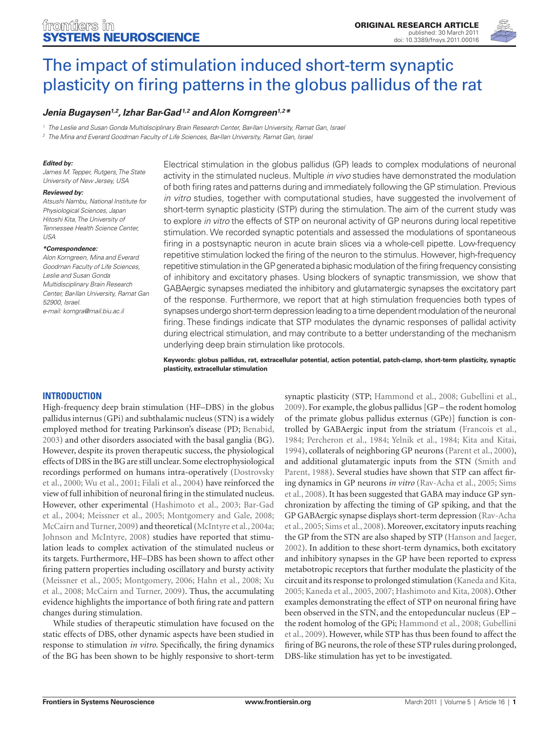ORIGINAL RESEARCH ARTICLE
published: 30 March 2011
doi: 10.3389/fnsys.2011.00016

# The impact of stimulation induced short-term synaptic plasticity on firing patterns in the globus pallidus of the rat

***Jenia Bugaysen[1,2], Izhar Bar-Gad[1,2] and Alon Korngreen[1,2]****

[1] The Leslie and Susan Gonda Multidisciplinary Brain Research Center, Bar-Ilan University, Ramat Gan, Israel
[2] The Mina and Everard Goodman Faculty of Life Sciences, Bar-Ilan University, Ramat Gan, Israel

***Edited by:***
*James M. Tepper, Rutgers, The State University of New Jersey, USA*

***Reviewed by:***
*Atsushi Nambu, National Institute for Physiological Sciences, Japan*
*Hitoshi Kita, The University of Tennessee Health Science Center, USA*

***\*Correspondence:***
*Alon Korngreen, Mina and Everard Goodman Faculty of Life Sciences, Leslie and Susan Gonda Multidisciplinary Brain Research Center, Bar-Ilan University, Ramat Gan 52900, Israel.*
*e-mail: korngra@mail.biu.ac.il*

Electrical stimulation in the globus pallidus (GP) leads to complex modulations of neuronal activity in the stimulated nucleus. Multiple *in vivo* studies have demonstrated the modulation of both firing rates and patterns during and immediately following the GP stimulation. Previous *in vitro* studies, together with computational studies, have suggested the involvement of short-term synaptic plasticity (STP) during the stimulation. The aim of the current study was to explore *in vitro* the effects of STP on neuronal activity of GP neurons during local repetitive stimulation. We recorded synaptic potentials and assessed the modulations of spontaneous firing in a postsynaptic neuron in acute brain slices via a whole-cell pipette. Low-frequency repetitive stimulation locked the firing of the neuron to the stimulus. However, high-frequency repetitive stimulation in the GP generated a biphasic modulation of the firing frequency consisting of inhibitory and excitatory phases. Using blockers of synaptic transmission, we show that GABAergic synapses mediated the inhibitory and glutamatergic synapses the excitatory part of the response. Furthermore, we report that at high stimulation frequencies both types of synapses undergo short-term depression leading to a time dependent modulation of the neuronal firing. These findings indicate that STP modulates the dynamic responses of pallidal activity during electrical stimulation, and may contribute to a better understanding of the mechanism underlying deep brain stimulation like protocols.

**Keywords: globus pallidus, rat, extracellular potential, action potential, patch-clamp, short-term plasticity, synaptic plasticity, extracellular stimulation**

## INTRODUCTION

High-frequency deep brain stimulation (HF–DBS) in the globus pallidus internus (GPi) and subthalamic nucleus (STN) is a widely employed method for treating Parkinson's disease (PD; Benabid, 2003) and other disorders associated with the basal ganglia (BG). However, despite its proven therapeutic success, the physiological effects of DBS in the BG are still unclear. Some electrophysiological recordings performed on humans intra-operatively (Dostrovsky et al., 2000; Wu et al., 2001; Filali et al., 2004) have reinforced the view of full inhibition of neuronal firing in the stimulated nucleus. However, other experimental (Hashimoto et al., 2003; Bar-Gad et al., 2004; Meissner et al., 2005; Montgomery and Gale, 2008; McCairn and Turner, 2009) and theoretical (McIntyre et al., 2004a; Johnson and McIntyre, 2008) studies have reported that stimulation leads to complex activation of the stimulated nucleus or its targets. Furthermore, HF–DBS has been shown to affect other firing pattern properties including oscillatory and bursty activity (Meissner et al., 2005; Montgomery, 2006; Hahn et al., 2008; Xu et al., 2008; McCairn and Turner, 2009). Thus, the accumulating evidence highlights the importance of both firing rate and pattern changes during stimulation.

While studies of therapeutic stimulation have focused on the static effects of DBS, other dynamic aspects have been studied in response to stimulation *in vitro*. Specifically, the firing dynamics of the BG has been shown to be highly responsive to short-term synaptic plasticity (STP; Hammond et al., 2008; Gubellini et al., 2009). For example, the globus pallidus [GP – the rodent homolog of the primate globus pallidus externus (GPe)] function is controlled by GABAergic input from the striatum (Francois et al., 1984; Percheron et al., 1984; Yelnik et al., 1984; Kita and Kitai, 1994), collaterals of neighboring GP neurons (Parent et al., 2000), and additional glutamatergic inputs from the STN (Smith and Parent, 1988). Several studies have shown that STP can affect firing dynamics in GP neurons *in vitro* (Rav-Acha et al., 2005; Sims et al., 2008). It has been suggested that GABA may induce GP synchronization by affecting the timing of GP spiking, and that the GP GABAergic synapse displays short-term depression (Rav-Acha et al., 2005; Sims et al., 2008). Moreover, excitatory inputs reaching the GP from the STN are also shaped by STP (Hanson and Jaeger, 2002). In addition to these short-term dynamics, both excitatory and inhibitory synapses in the GP have been reported to express metabotropic receptors that further modulate the plasticity of the circuit and its response to prolonged stimulation (Kaneda and Kita, 2005; Kaneda et al., 2005, 2007; Hashimoto and Kita, 2008). Other examples demonstrating the effect of STP on neuronal firing have been observed in the STN, and the entopeduncular nucleus (EP – the rodent homolog of the GPi; Hammond et al., 2008; Gubellini et al., 2009). However, while STP has thus been found to affect the firing of BG neurons, the role of these STP rules during prolonged, DBS-like stimulation has yet to be investigated.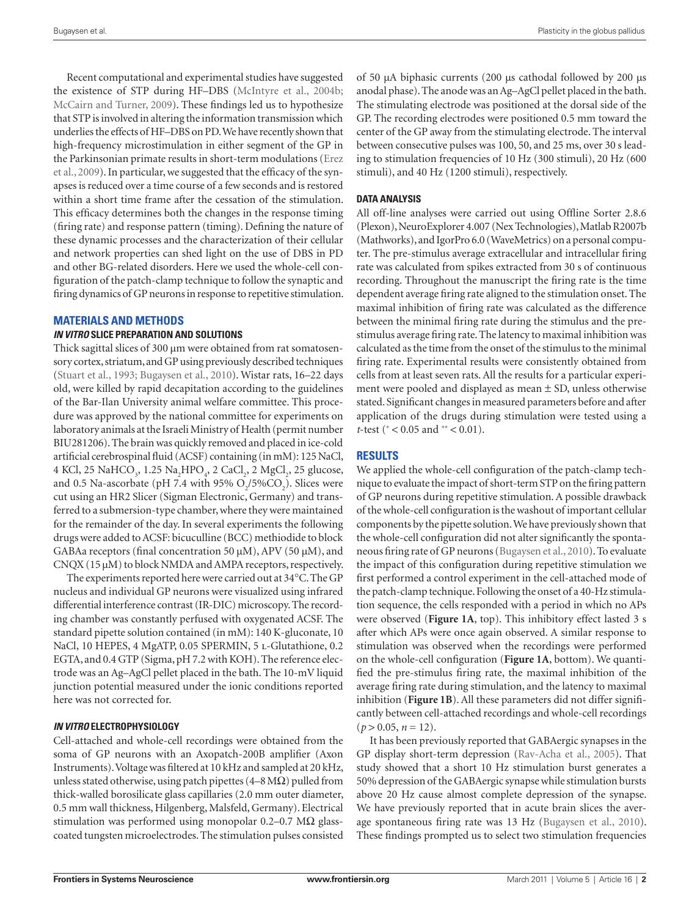Recent computational and experimental studies have suggested the existence of STP during HF–DBS (McIntyre et al., 2004b; McCairn and Turner, 2009). These findings led us to hypothesize that STP is involved in altering the information transmission which underlies the effects of HF–DBS on PD. We have recently shown that high-frequency microstimulation in either segment of the GP in the Parkinsonian primate results in short-term modulations (Erez et al., 2009). In particular, we suggested that the efficacy of the synapses is reduced over a time course of a few seconds and is restored within a short time frame after the cessation of the stimulation. This efficacy determines both the changes in the response timing (firing rate) and response pattern (timing). Defining the nature of these dynamic processes and the characterization of their cellular and network properties can shed light on the use of DBS in PD and other BG-related disorders. Here we used the whole-cell configuration of the patch-clamp technique to follow the synaptic and firing dynamics of GP neurons in response to repetitive stimulation.

## MATERIALS AND METHODS

### *IN VITRO* SLICE PREPARATION AND SOLUTIONS

Thick sagittal slices of 300 μm were obtained from rat somatosensory cortex, striatum, and GP using previously described techniques (Stuart et al., 1993; Bugaysen et al., 2010). Wistar rats, 16–22 days old, were killed by rapid decapitation according to the guidelines of the Bar-Ilan University animal welfare committee. This procedure was approved by the national committee for experiments on laboratory animals at the Israeli Ministry of Health (permit number BIU281206). The brain was quickly removed and placed in ice-cold artificial cerebrospinal fluid (ACSF) containing (in mM): 125 NaCl, 4 KCl, 25 $NaHCO_3$, 1.25 $Na_2HPO_4$, 2 $CaCl_2$, 2 $MgCl_2$, 25 glucose, and 0.5 Na-ascorbate (pH 7.4 with 95% $O_2$/5%$CO_2$). Slices were cut using an HR2 Slicer (Sigman Electronic, Germany) and transferred to a submersion-type chamber, where they were maintained for the remainder of the day. In several experiments the following drugs were added to ACSF: bicuculline (BCC) methiodide to block GABAa receptors (final concentration 50 μM), APV (50 μM), and CNQX (15 μM) to block NMDA and AMPA receptors, respectively.

The experiments reported here were carried out at 34°C. The GP nucleus and individual GP neurons were visualized using infrared differential interference contrast (IR-DIC) microscopy. The recording chamber was constantly perfused with oxygenated ACSF. The standard pipette solution contained (in mM): 140 K-gluconate, 10 NaCl, 10 HEPES, 4 MgATP, 0.05 SPERMIN, 5 L-Glutathione, 0.2 EGTA, and 0.4 GTP (Sigma, pH 7.2 with KOH). The reference electrode was an Ag–AgCl pellet placed in the bath. The 10-mV liquid junction potential measured under the ionic conditions reported here was not corrected for.

### *IN VITRO* ELECTROPHYSIOLOGY

Cell-attached and whole-cell recordings were obtained from the soma of GP neurons with an Axopatch-200B amplifier (Axon Instruments). Voltage was filtered at 10 kHz and sampled at 20 kHz, unless stated otherwise, using patch pipettes (4–8 MΩ) pulled from thick-walled borosilicate glass capillaries (2.0 mm outer diameter, 0.5 mm wall thickness, Hilgenberg, Malsfeld, Germany). Electrical stimulation was performed using monopolar 0.2–0.7 MΩ glass-coated tungsten microelectrodes. The stimulation pulses consisted of 50 μA biphasic currents (200 μs cathodal followed by 200 μs anodal phase). The anode was an Ag–AgCl pellet placed in the bath. The stimulating electrode was positioned at the dorsal side of the GP. The recording electrodes were positioned 0.5 mm toward the center of the GP away from the stimulating electrode. The interval between consecutive pulses was 100, 50, and 25 ms, over 30 s leading to stimulation frequencies of 10 Hz (300 stimuli), 20 Hz (600 stimuli), and 40 Hz (1200 stimuli), respectively.

### DATA ANALYSIS

All off-line analyses were carried out using Offline Sorter 2.8.6 (Plexon), NeuroExplorer 4.007 (Nex Technologies), Matlab R2007b (Mathworks), and IgorPro 6.0 (WaveMetrics) on a personal computer. The pre-stimulus average extracellular and intracellular firing rate was calculated from spikes extracted from 30 s of continuous recording. Throughout the manuscript the firing rate is the time dependent average firing rate aligned to the stimulation onset. The maximal inhibition of firing rate was calculated as the difference between the minimal firing rate during the stimulus and the pre-stimulus average firing rate. The latency to maximal inhibition was calculated as the time from the onset of the stimulus to the minimal firing rate. Experimental results were consistently obtained from cells from at least seven rats. All the results for a particular experiment were pooled and displayed as mean ± SD, unless otherwise stated. Significant changes in measured parameters before and after application of the drugs during stimulation were tested using a *t*-test (* < 0.05 and ** < 0.01).

## RESULTS

We applied the whole-cell configuration of the patch-clamp technique to evaluate the impact of short-term STP on the firing pattern of GP neurons during repetitive stimulation. A possible drawback of the whole-cell configuration is the washout of important cellular components by the pipette solution. We have previously shown that the whole-cell configuration did not alter significantly the spontaneous firing rate of GP neurons (Bugaysen et al., 2010). To evaluate the impact of this configuration during repetitive stimulation we first performed a control experiment in the cell-attached mode of the patch-clamp technique. Following the onset of a 40-Hz stimulation sequence, the cells responded with a period in which no APs were observed (**Figure 1A**, top). This inhibitory effect lasted 3 s after which APs were once again observed. A similar response to stimulation was observed when the recordings were performed on the whole-cell configuration (**Figure 1A**, bottom). We quantified the pre-stimulus firing rate, the maximal inhibition of the average firing rate during stimulation, and the latency to maximal inhibition (**Figure 1B**). All these parameters did not differ significantly between cell-attached recordings and whole-cell recordings ($p > 0.05$, $n = 12$).

It has been previously reported that GABAergic synapses in the GP display short-term depression (Rav-Acha et al., 2005). That study showed that a short 10 Hz stimulation burst generates a 50% depression of the GABAergic synapse while stimulation bursts above 20 Hz cause almost complete depression of the synapse. We have previously reported that in acute brain slices the average spontaneous firing rate was 13 Hz (Bugaysen et al., 2010). These findings prompted us to select two stimulation frequencies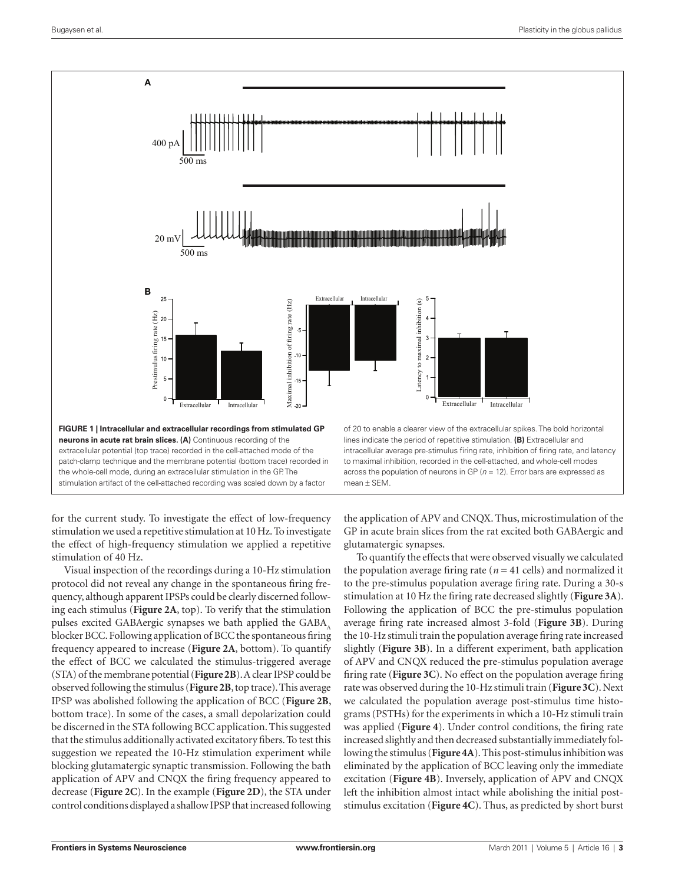**FIGURE 1 | Intracellular and extracellular recordings from stimulated GP neurons in acute rat brain slices. (A)** Continuous recording of the extracellular potential (top trace) recorded in the cell-attached mode of the patch-clamp technique and the membrane potential (bottom trace) recorded in the whole-cell mode, during an extracellular stimulation in the GP. The stimulation artifact of the cell-attached recording was scaled down by a factor of 20 to enable a clearer view of the extracellular spikes. The bold horizontal lines indicate the period of repetitive stimulation. **(B)** Extracellular and intracellular average pre-stimulus firing rate, inhibition of firing rate, and latency to maximal inhibition, recorded in the cell-attached, and whole-cell modes across the population of neurons in GP ($n = 12$). Error bars are expressed as mean ± SEM.

for the current study. To investigate the effect of low-frequency stimulation we used a repetitive stimulation at 10 Hz. To investigate the effect of high-frequency stimulation we applied a repetitive stimulation of 40 Hz.

Visual inspection of the recordings during a 10-Hz stimulation protocol did not reveal any change in the spontaneous firing frequency, although apparent IPSPs could be clearly discerned following each stimulus (**Figure 2A**, top). To verify that the stimulation pulses excited GABAergic synapses we bath applied the $GABA_A$ blocker BCC. Following application of BCC the spontaneous firing frequency appeared to increase (**Figure 2A**, bottom). To quantify the effect of BCC we calculated the stimulus-triggered average (STA) of the membrane potential (**Figure 2B**). A clear IPSP could be observed following the stimulus (**Figure 2B**, top trace). This average IPSP was abolished following the application of BCC (**Figure 2B**, bottom trace). In some of the cases, a small depolarization could be discerned in the STA following BCC application. This suggested that the stimulus additionally activated excitatory fibers. To test this suggestion we repeated the 10-Hz stimulation experiment while blocking glutamatergic synaptic transmission. Following the bath application of APV and CNQX the firing frequency appeared to decrease (**Figure 2C**). In the example (**Figure 2D**), the STA under control conditions displayed a shallow IPSP that increased following the application of APV and CNQX. Thus, microstimulation of the GP in acute brain slices from the rat excited both GABAergic and glutamatergic synapses.

To quantify the effects that were observed visually we calculated the population average firing rate ($n = 41$ cells) and normalized it to the pre-stimulus population average firing rate. During a 30-s stimulation at 10 Hz the firing rate decreased slightly (**Figure 3A**). Following the application of BCC the pre-stimulus population average firing rate increased almost 3-fold (**Figure 3B**). During the 10-Hz stimuli train the population average firing rate increased slightly (**Figure 3B**). In a different experiment, bath application of APV and CNQX reduced the pre-stimulus population average firing rate (**Figure 3C**). No effect on the population average firing rate was observed during the 10-Hz stimuli train (**Figure 3C**). Next we calculated the population average post-stimulus time histograms (PSTHs) for the experiments in which a 10-Hz stimuli train was applied (**Figure 4**). Under control conditions, the firing rate increased slightly and then decreased substantially immediately following the stimulus (**Figure 4A**). This post-stimulus inhibition was eliminated by the application of BCC leaving only the immediate excitation (**Figure 4B**). Inversely, application of APV and CNQX left the inhibition almost intact while abolishing the initial post-stimulus excitation (**Figure 4C**). Thus, as predicted by short burst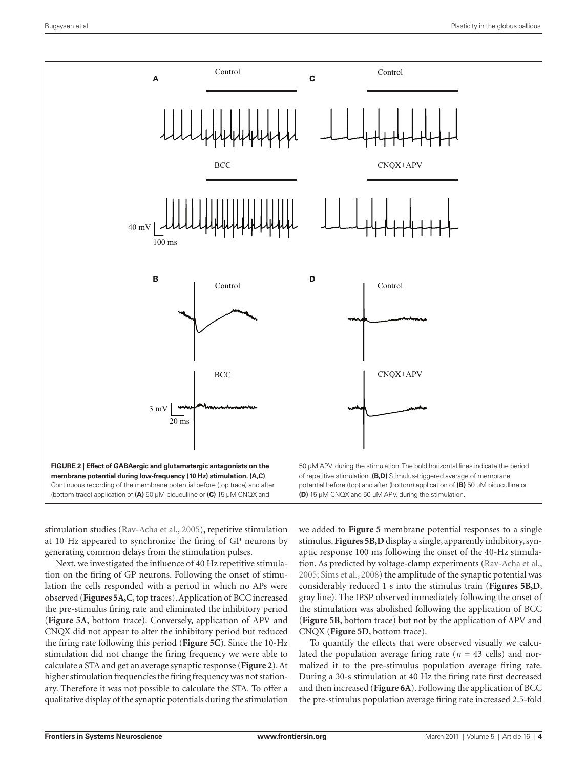**FIGURE 2 | Effect of GABAergic and glutamatergic antagonists on the membrane potential during low-frequency (10 Hz) stimulation. (A,C)** Continuous recording of the membrane potential before (top trace) and after (bottom trace) application of **(A)** 50 μM bicuculline or **(C)** 15 μM CNQX and 50 μM APV, during the stimulation. The bold horizontal lines indicate the period of repetitive stimulation. **(B,D)** Stimulus-triggered average of membrane potential before (top) and after (bottom) application of **(B)** 50 μM bicuculline or **(D)** 15 μM CNQX and 50 μM APV, during the stimulation.

stimulation studies (Rav-Acha et al., 2005), repetitive stimulation at 10 Hz appeared to synchronize the firing of GP neurons by generating common delays from the stimulation pulses.

Next, we investigated the influence of 40 Hz repetitive stimulation on the firing of GP neurons. Following the onset of stimulation the cells responded with a period in which no APs were observed (**Figures 5A,C**, top traces). Application of BCC increased the pre-stimulus firing rate and eliminated the inhibitory period (**Figure 5A**, bottom trace). Conversely, application of APV and CNQX did not appear to alter the inhibitory period but reduced the firing rate following this period (**Figure 5C**). Since the 10-Hz stimulation did not change the firing frequency we were able to calculate a STA and get an average synaptic response (**Figure 2**). At higher stimulation frequencies the firing frequency was not stationary. Therefore it was not possible to calculate the STA. To offer a qualitative display of the synaptic potentials during the stimulation we added to **Figure 5** membrane potential responses to a single stimulus. **Figures 5B,D** display a single, apparently inhibitory, synaptic response 100 ms following the onset of the 40-Hz stimulation. As predicted by voltage-clamp experiments (Rav-Acha et al., 2005; Sims et al., 2008) the amplitude of the synaptic potential was considerably reduced 1 s into the stimulus train (**Figures 5B,D**, gray line). The IPSP observed immediately following the onset of the stimulation was abolished following the application of BCC (**Figure 5B**, bottom trace) but not by the application of APV and CNQX (**Figure 5D**, bottom trace).

To quantify the effects that were observed visually we calculated the population average firing rate ($n = 43$ cells) and normalized it to the pre-stimulus population average firing rate. During a 30-s stimulation at 40 Hz the firing rate first decreased and then increased (**Figure 6A**). Following the application of BCC the pre-stimulus population average firing rate increased 2.5-fold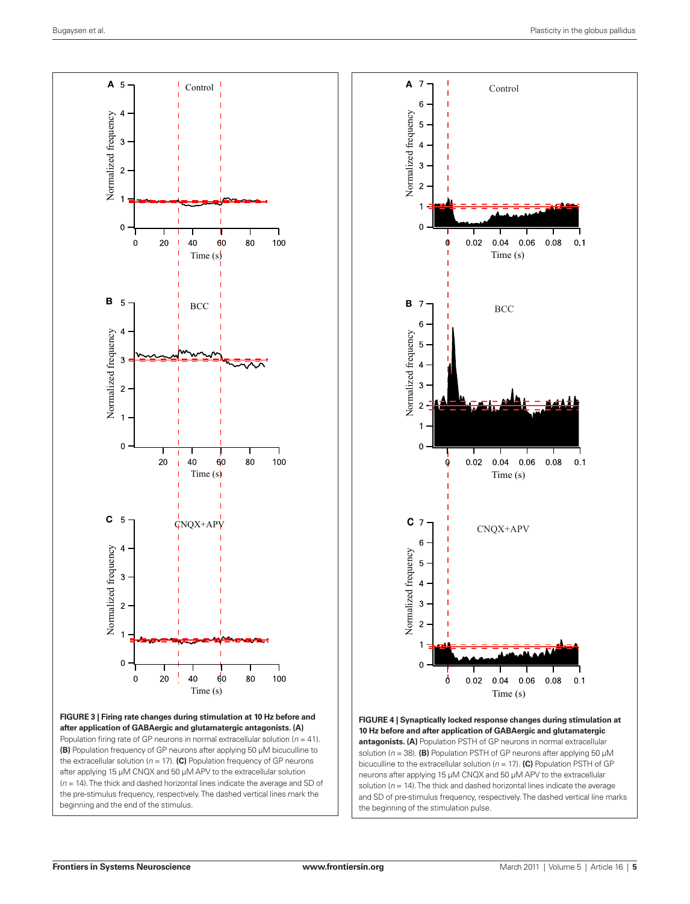**FIGURE 3 | Firing rate changes during stimulation at 10 Hz before and after application of GABAergic and glutamatergic antagonists. (A)** Population firing rate of GP neurons in normal extracellular solution ($n = 41$). **(B)** Population frequency of GP neurons after applying 50 μM bicuculline to the extracellular solution ($n = 17$). **(C)** Population frequency of GP neurons after applying 15 μM CNQX and 50 μM APV to the extracellular solution ($n = 14$). The thick and dashed horizontal lines indicate the average and SD of the pre-stimulus frequency, respectively. The dashed vertical lines mark the beginning and the end of the stimulus.

**FIGURE 4 | Synaptically locked response changes during stimulation at 10 Hz before and after application of GABAergic and glutamatergic antagonists. (A)** Population PSTH of GP neurons in normal extracellular solution ($n = 38$). **(B)** Population PSTH of GP neurons after applying 50 μM bicuculline to the extracellular solution ($n = 17$). **(C)** Population PSTH of GP neurons after applying 15 μM CNQX and 50 μM APV to the extracellular solution ($n = 14$). The thick and dashed horizontal lines indicate the average and SD of pre-stimulus frequency, respectively. The dashed vertical line marks the beginning of the stimulation pulse.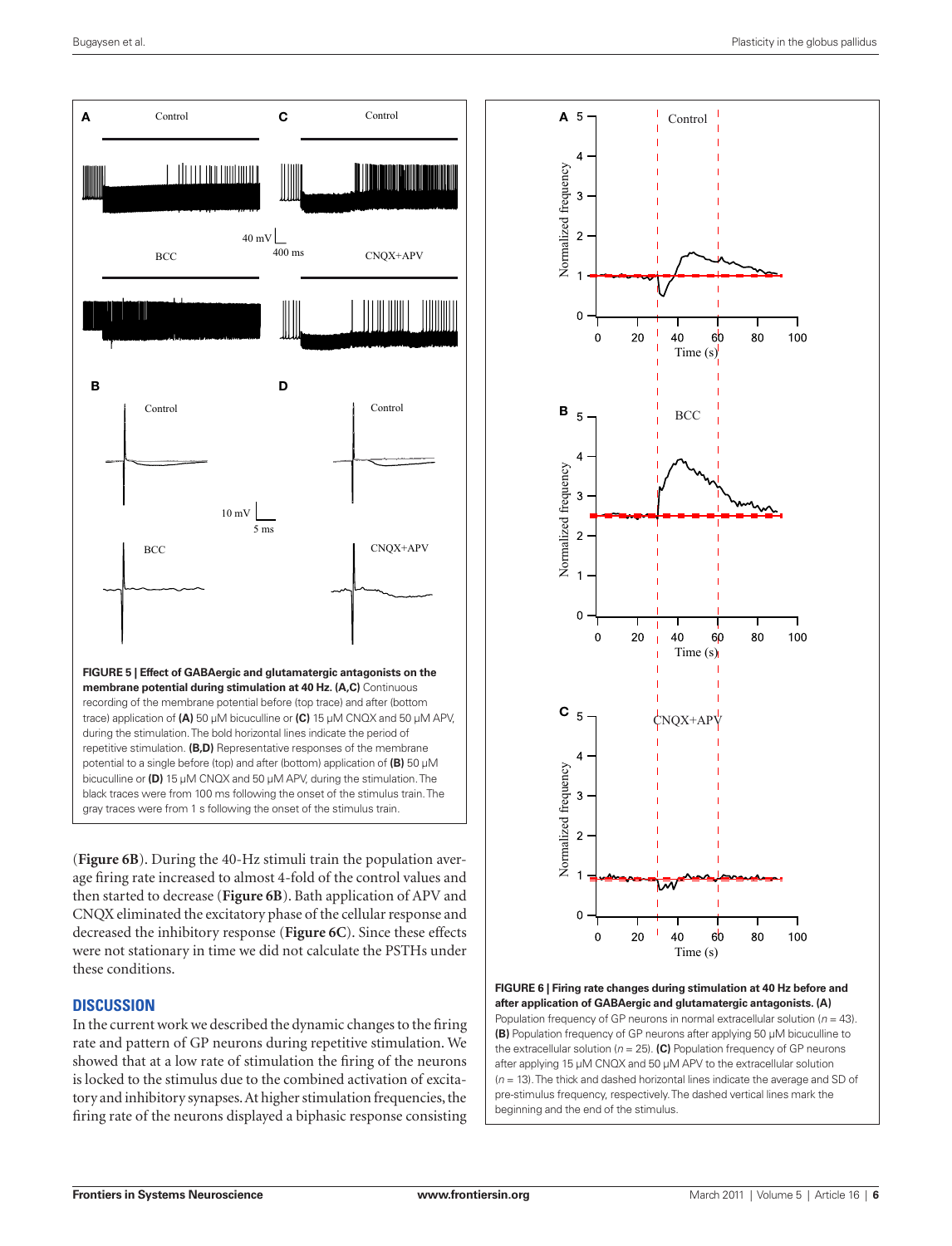**FIGURE 5 | Effect of GABAergic and glutamatergic antagonists on the membrane potential during stimulation at 40 Hz. (A,C)** Continuous recording of the membrane potential before (top trace) and after (bottom trace) application of **(A)** 50 μM bicuculline or **(C)** 15 μM CNQX and 50 μM APV, during the stimulation. The bold horizontal lines indicate the period of repetitive stimulation. **(B,D)** Representative responses of the membrane potential to a single before (top) and after (bottom) application of **(B)** 50 μM bicuculline or **(D)** 15 μM CNQX and 50 μM APV, during the stimulation. The black traces were from 100 ms following the onset of the stimulus train. The gray traces were from 1 s following the onset of the stimulus train.

(**Figure 6B**). During the 40-Hz stimuli train the population average firing rate increased to almost 4-fold of the control values and then started to decrease (**Figure 6B**). Bath application of APV and CNQX eliminated the excitatory phase of the cellular response and decreased the inhibitory response (**Figure 6C**). Since these effects were not stationary in time we did not calculate the PSTHs under these conditions.

## DISCUSSION

In the current work we described the dynamic changes to the firing rate and pattern of GP neurons during repetitive stimulation. We showed that at a low rate of stimulation the firing of the neurons is locked to the stimulus due to the combined activation of excitatory and inhibitory synapses. At higher stimulation frequencies, the firing rate of the neurons displayed a biphasic response consisting

**FIGURE 6 | Firing rate changes during stimulation at 40 Hz before and after application of GABAergic and glutamatergic antagonists. (A)** Population frequency of GP neurons in normal extracellular solution ($n = 43$). **(B)** Population frequency of GP neurons after applying 50 μM bicuculline to the extracellular solution ($n = 25$). **(C)** Population frequency of GP neurons after applying 15 μM CNQX and 50 μM APV to the extracellular solution ($n = 13$). The thick and dashed horizontal lines indicate the average and SD of pre-stimulus frequency, respectively. The dashed vertical lines mark the beginning and the end of the stimulus.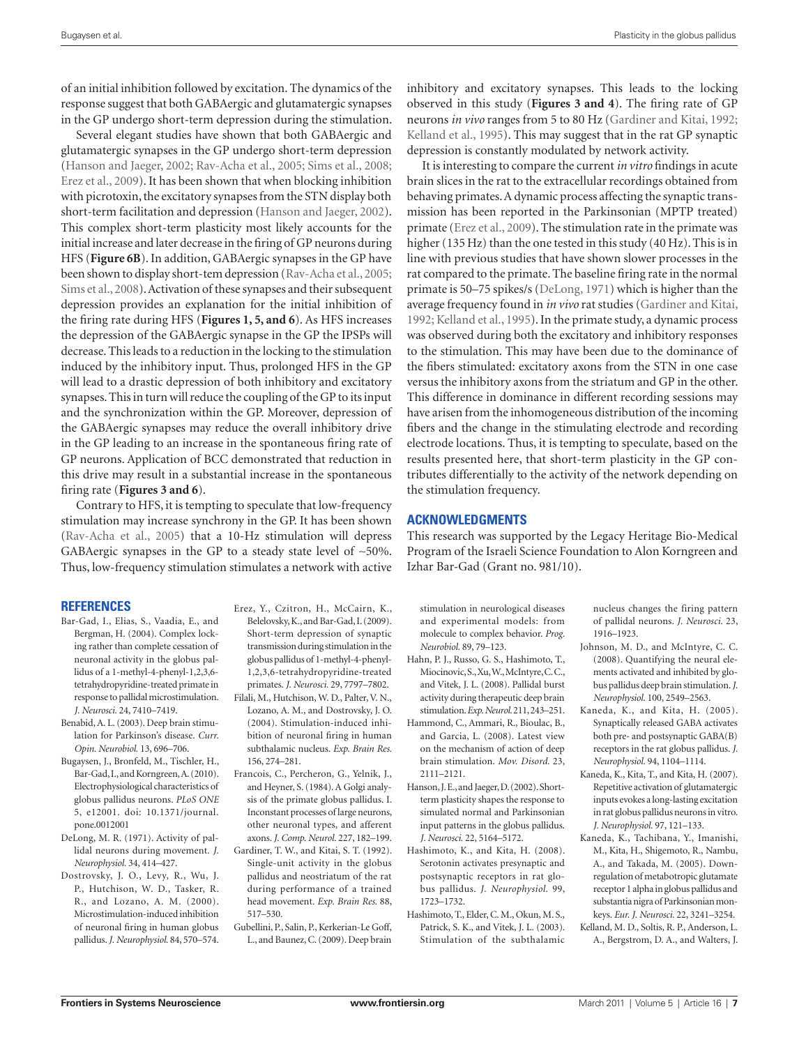of an initial inhibition followed by excitation. The dynamics of the response suggest that both GABAergic and glutamatergic synapses in the GP undergo short-term depression during the stimulation.

Several elegant studies have shown that both GABAergic and glutamatergic synapses in the GP undergo short-term depression (Hanson and Jaeger, 2002; Rav-Acha et al., 2005; Sims et al., 2008; Erez et al., 2009). It has been shown that when blocking inhibition with picrotoxin, the excitatory synapses from the STN display both short-term facilitation and depression (Hanson and Jaeger, 2002). This complex short-term plasticity most likely accounts for the initial increase and later decrease in the firing of GP neurons during HFS (**Figure 6B**). In addition, GABAergic synapses in the GP have been shown to display short-tem depression (Rav-Acha et al., 2005; Sims et al., 2008). Activation of these synapses and their subsequent depression provides an explanation for the initial inhibition of the firing rate during HFS (**Figures 1, 5, and 6**). As HFS increases the depression of the GABAergic synapse in the GP the IPSPs will decrease. This leads to a reduction in the locking to the stimulation induced by the inhibitory input. Thus, prolonged HFS in the GP will lead to a drastic depression of both inhibitory and excitatory synapses. This in turn will reduce the coupling of the GP to its input and the synchronization within the GP. Moreover, depression of the GABAergic synapses may reduce the overall inhibitory drive in the GP leading to an increase in the spontaneous firing rate of GP neurons. Application of BCC demonstrated that reduction in this drive may result in a substantial increase in the spontaneous firing rate (**Figures 3 and 6**).

Contrary to HFS, it is tempting to speculate that low-frequency stimulation may increase synchrony in the GP. It has been shown (Rav-Acha et al., 2005) that a 10-Hz stimulation will depress GABAergic synapses in the GP to a steady state level of ~50%. Thus, low-frequency stimulation stimulates a network with active inhibitory and excitatory synapses. This leads to the locking observed in this study (**Figures 3 and 4**). The firing rate of GP neurons *in vivo* ranges from 5 to 80 Hz (Gardiner and Kitai, 1992; Kelland et al., 1995). This may suggest that in the rat GP synaptic depression is constantly modulated by network activity.

It is interesting to compare the current *in vitro* findings in acute brain slices in the rat to the extracellular recordings obtained from behaving primates. A dynamic process affecting the synaptic transmission has been reported in the Parkinsonian (MPTP treated) primate (Erez et al., 2009). The stimulation rate in the primate was higher (135 Hz) than the one tested in this study (40 Hz). This is in line with previous studies that have shown slower processes in the rat compared to the primate. The baseline firing rate in the normal primate is 50–75 spikes/s (DeLong, 1971) which is higher than the average frequency found in *in vivo* rat studies (Gardiner and Kitai, 1992; Kelland et al., 1995). In the primate study, a dynamic process was observed during both the excitatory and inhibitory responses to the stimulation. This may have been due to the dominance of the fibers stimulated: excitatory axons from the STN in one case versus the inhibitory axons from the striatum and GP in the other. This difference in dominance in different recording sessions may have arisen from the inhomogeneous distribution of the incoming fibers and the change in the stimulating electrode and recording electrode locations. Thus, it is tempting to speculate, based on the results presented here, that short-term plasticity in the GP contributes differentially to the activity of the network depending on the stimulation frequency.

## ACKNOWLEDGMENTS

This research was supported by the Legacy Heritage Bio-Medical Program of the Israeli Science Foundation to Alon Korngreen and Izhar Bar-Gad (Grant no. 981/10).

## REFERENCES

Bar-Gad, I., Elias, S., Vaadia, E., and Bergman, H. (2004). Complex locking rather than complete cessation of neuronal activity in the globus pallidus of a 1-methyl-4-phenyl-1,2,3,6-tetrahydropyridine-treated primate in response to pallidal microstimulation. *J. Neurosci.* 24, 7410–7419.

Benabid, A. L. (2003). Deep brain stimulation for Parkinson's disease. *Curr. Opin. Neurobiol.* 13, 696–706.

Bugaysen, J., Bronfeld, M., Tischler, H., Bar-Gad, I., and Korngreen, A. (2010). Electrophysiological characteristics of globus pallidus neurons. *PLoS ONE* 5, e12001. doi: 10.1371/journal.pone.0012001

DeLong, M. R. (1971). Activity of pallidal neurons during movement. *J. Neurophysiol.* 34, 414–427.

Dostrovsky, J. O., Levy, R., Wu, J. P., Hutchison, W. D., Tasker, R. R., and Lozano, A. M. (2000). Microstimulation-induced inhibition of neuronal firing in human globus pallidus. *J. Neurophysiol.* 84, 570–574.

Erez, Y., Czitron, H., McCairn, K., Belelovsky, K., and Bar-Gad, I. (2009). Short-term depression of synaptic transmission during stimulation in the globus pallidus of 1-methyl-4-phenyl-1,2,3,6-tetrahydropyridine-treated primates. *J. Neurosci.* 29, 7797–7802.

Filali, M., Hutchison, W. D., Palter, V. N., Lozano, A. M., and Dostrovsky, J. O. (2004). Stimulation-induced inhibition of neuronal firing in human subthalamic nucleus. *Exp. Brain Res.* 156, 274–281.

Francois, C., Percheron, G., Yelnik, J., and Heyner, S. (1984). A Golgi analysis of the primate globus pallidus. I. Inconstant processes of large neurons, other neuronal types, and afferent axons. *J. Comp. Neurol.* 227, 182–199.

Gardiner, T. W., and Kitai, S. T. (1992). Single-unit activity in the globus pallidus and neostriatum of the rat during performance of a trained head movement. *Exp. Brain Res.* 88, 517–530.

Gubellini, P., Salin, P., Kerkerian-Le Goff, L., and Baunez, C. (2009). Deep brain stimulation in neurological diseases and experimental models: from molecule to complex behavior. *Prog. Neurobiol.* 89, 79–123.

Hahn, P. J., Russo, G. S., Hashimoto, T., Miocinovic, S., Xu, W., McIntyre, C. C., and Vitek, J. L. (2008). Pallidal burst activity during therapeutic deep brain stimulation. *Exp. Neurol.* 211, 243–251.

Hammond, C., Ammari, R., Bioulac, B., and Garcia, L. (2008). Latest view on the mechanism of action of deep brain stimulation. *Mov. Disord.* 23, 2111–2121.

Hanson, J. E., and Jaeger, D. (2002). Short-term plasticity shapes the response to simulated normal and Parkinsonian input patterns in the globus pallidus. *J. Neurosci.* 22, 5164–5172.

Hashimoto, K., and Kita, H. (2008). Serotonin activates presynaptic and postsynaptic receptors in rat globus pallidus. *J. Neurophysiol.* 99, 1723–1732.

Hashimoto, T., Elder, C. M., Okun, M. S., Patrick, S. K., and Vitek, J. L. (2003). Stimulation of the subthalamic nucleus changes the firing pattern of pallidal neurons. *J. Neurosci.* 23, 1916–1923.

Johnson, M. D., and McIntyre, C. C. (2008). Quantifying the neural elements activated and inhibited by globus pallidus deep brain stimulation. *J. Neurophysiol.* 100, 2549–2563.

Kaneda, K., and Kita, H. (2005). Synaptically released GABA activates both pre- and postsynaptic GABA(B) receptors in the rat globus pallidus. *J. Neurophysiol.* 94, 1104–1114.

Kaneda, K., Kita, T., and Kita, H. (2007). Repetitive activation of glutamatergic inputs evokes a long-lasting excitation in rat globus pallidus neurons in vitro. *J. Neurophysiol.* 97, 121–133.

Kaneda, K., Tachibana, Y., Imanishi, M., Kita, H., Shigemoto, R., Nambu, A., and Takada, M. (2005). Down-regulation of metabotropic glutamate receptor 1 alpha in globus pallidus and substantia nigra of Parkinsonian monkeys. *Eur. J. Neurosci.* 22, 3241–3254.

Kelland, M. D., Soltis, R. P., Anderson, L. A., Bergstrom, D. A., and Walters, J.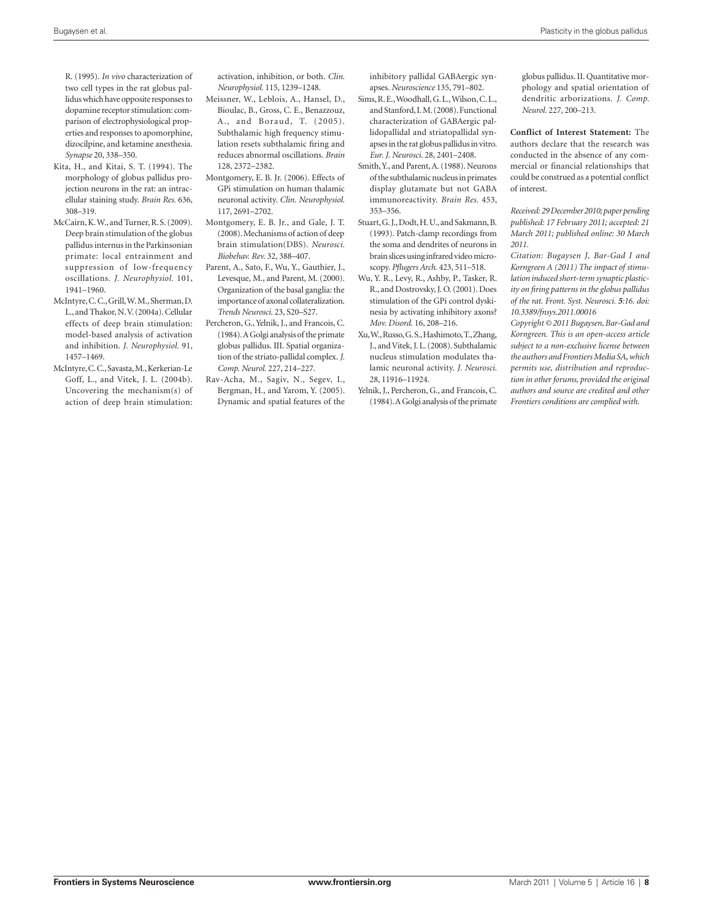R. (1995). *In vivo* characterization of two cell types in the rat globus pallidus which have opposite responses to dopamine receptor stimulation: comparison of electrophysiological properties and responses to apomorphine, dizocilpine, and ketamine anesthesia. *Synapse* 20, 338–350.

Kita, H., and Kitai, S. T. (1994). The morphology of globus pallidus projection neurons in the rat: an intracellular staining study. *Brain Res.* 636, 308–319.

McCairn, K. W., and Turner, R. S. (2009). Deep brain stimulation of the globus pallidus internus in the Parkinsonian primate: local entrainment and suppression of low-frequency oscillations. *J. Neurophysiol.* 101, 1941–1960.

McIntyre, C. C., Grill, W. M., Sherman, D. L., and Thakor, N. V. (2004a). Cellular effects of deep brain stimulation: model-based analysis of activation and inhibition. *J. Neurophysiol.* 91, 1457–1469.

McIntyre, C. C., Savasta, M., Kerkerian-Le Goff, L., and Vitek, J. L. (2004b). Uncovering the mechanism(s) of action of deep brain stimulation: activation, inhibition, or both. *Clin. Neurophysiol.* 115, 1239–1248.

Meissner, W., Leblois, A., Hansel, D., Bioulac, B., Gross, C. E., Benazzouz, A., and Boraud, T. (2005). Subthalamic high frequency stimulation resets subthalamic firing and reduces abnormal oscillations. *Brain* 128, 2372–2382.

Montgomery, E. B. Jr. (2006). Effects of GPi stimulation on human thalamic neuronal activity. *Clin. Neurophysiol.* 117, 2691–2702.

Montgomery, E. B. Jr., and Gale, J. T. (2008). Mechanisms of action of deep brain stimulation(DBS). *Neurosci. Biobehav. Rev.* 32, 388–407.

Parent, A., Sato, F., Wu, Y., Gauthier, J., Levesque, M., and Parent, M. (2000). Organization of the basal ganglia: the importance of axonal collateralization. *Trends Neurosci.* 23, S20–S27.

Percheron, G., Yelnik, J., and Francois, C. (1984). A Golgi analysis of the primate globus pallidus. III. Spatial organization of the striato-pallidal complex. *J. Comp. Neurol.* 227, 214–227.

Rav-Acha, M., Sagiv, N., Segev, I., Bergman, H., and Yarom, Y. (2005). Dynamic and spatial features of the inhibitory pallidal GABAergic synapses. *Neuroscience* 135, 791–802.

Sims, R. E., Woodhall, G. L., Wilson, C. L., and Stanford, I. M. (2008). Functional characterization of GABAergic pallidopallidal and striatopallidal synapses in the rat globus pallidus in vitro. *Eur. J. Neurosci.* 28, 2401–2408.

Smith, Y., and Parent, A. (1988). Neurons of the subthalamic nucleus in primates display glutamate but not GABA immunoreactivity. *Brain Res.* 453, 353–356.

Stuart, G. J., Dodt, H. U., and Sakmann, B. (1993). Patch-clamp recordings from the soma and dendrites of neurons in brain slices using infrared video microscopy. *Pflugers Arch.* 423, 511–518.

Wu, Y. R., Levy, R., Ashby, P., Tasker, R. R., and Dostrovsky, J. O. (2001). Does stimulation of the GPi control dyskinesia by activating inhibitory axons? *Mov. Disord.* 16, 208–216.

Xu, W., Russo, G. S., Hashimoto, T., Zhang, J., and Vitek, J. L. (2008). Subthalamic nucleus stimulation modulates thalamic neuronal activity. *J. Neurosci.* 28, 11916–11924.

Yelnik, J., Percheron, G., and Francois, C. (1984). A Golgi analysis of the primate globus pallidus. II. Quantitative morphology and spatial orientation of dendritic arborizations. *J. Comp. Neurol.* 227, 200–213.

**Conflict of Interest Statement:** The authors declare that the research was conducted in the absence of any commercial or financial relationships that could be construed as a potential conflict of interest.

*Received: 29 December 2010; paper pending published: 17 February 2011; accepted: 21 March 2011; published online: 30 March 2011.*

*Citation: Bugaysen J, Bar-Gad I and Korngreen A (2011) The impact of stimulation induced short-term synaptic plasticity on firing patterns in the globus pallidus of the rat. Front. Syst. Neurosci. **5**:16. doi: 10.3389/fnsys.2011.00016*

*Copyright © 2011 Bugaysen, Bar-Gad and Korngreen. This is an open-access article subject to a non-exclusive license between the authors and Frontiers Media SA, which permits use, distribution and reproduction in other forums, provided the original authors and source are credited and other Frontiers conditions are complied with.*